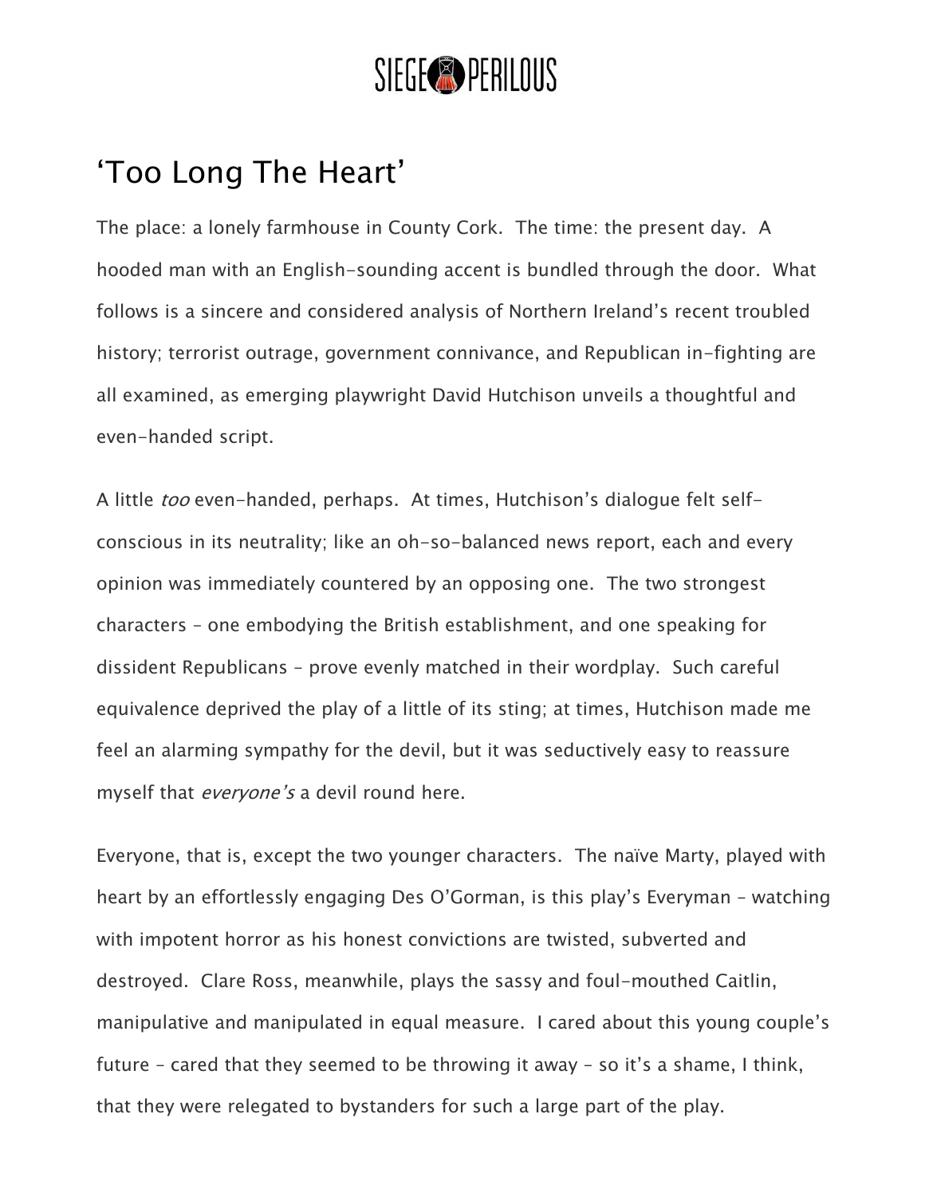# ‘Too Long The Heart’

The place: a lonely farmhouse in County Cork. The time: the present day. A hooded man with an English-sounding accent is bundled through the door. What follows is a sincere and considered analysis of Northern Ireland’s recent troubled history; terrorist outrage, government connivance, and Republican in-fighting are all examined, as emerging playwright David Hutchison unveils a thoughtful and even-handed script.

A little *too* even-handed, perhaps. At times, Hutchison’s dialogue felt self-conscious in its neutrality; like an oh-so-balanced news report, each and every opinion was immediately countered by an opposing one. The two strongest characters – one embodying the British establishment, and one speaking for dissident Republicans – prove evenly matched in their wordplay. Such careful equivalence deprived the play of a little of its sting; at times, Hutchison made me feel an alarming sympathy for the devil, but it was seductively easy to reassure myself that *everyone’s* a devil round here.

Everyone, that is, except the two younger characters. The naïve Marty, played with heart by an effortlessly engaging Des O’Gorman, is this play’s Everyman – watching with impotent horror as his honest convictions are twisted, subverted and destroyed. Clare Ross, meanwhile, plays the sassy and foul-mouthed Caitlin, manipulative and manipulated in equal measure. I cared about this young couple’s future – cared that they seemed to be throwing it away – so it’s a shame, I think, that they were relegated to bystanders for such a large part of the play.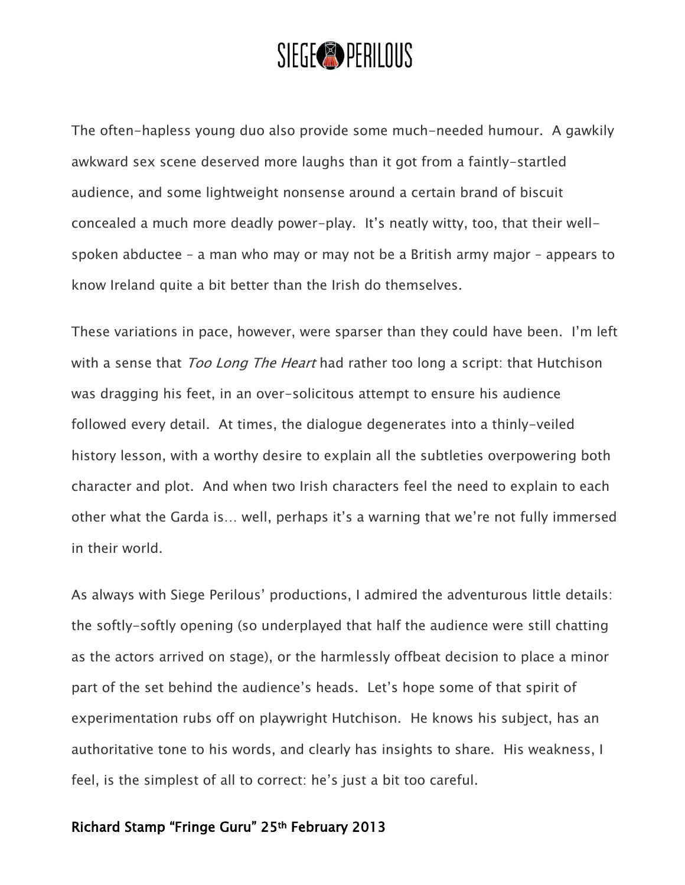The often-hapless young duo also provide some much-needed humour. A gawkily awkward sex scene deserved more laughs than it got from a faintly-startled audience, and some lightweight nonsense around a certain brand of biscuit concealed a much more deadly power-play. It's neatly witty, too, that their well-spoken abductee – a man who may or may not be a British army major – appears to know Ireland quite a bit better than the Irish do themselves.

These variations in pace, however, were sparser than they could have been. I'm left with a sense that *Too Long The Heart* had rather too long a script: that Hutchison was dragging his feet, in an over-solicitous attempt to ensure his audience followed every detail. At times, the dialogue degenerates into a thinly-veiled history lesson, with a worthy desire to explain all the subtleties overpowering both character and plot. And when two Irish characters feel the need to explain to each other what the Garda is… well, perhaps it's a warning that we're not fully immersed in their world.

As always with Siege Perilous' productions, I admired the adventurous little details: the softly-softly opening (so underplayed that half the audience were still chatting as the actors arrived on stage), or the harmlessly offbeat decision to place a minor part of the set behind the audience's heads. Let's hope some of that spirit of experimentation rubs off on playwright Hutchison. He knows his subject, has an authoritative tone to his words, and clearly has insights to share. His weakness, I feel, is the simplest of all to correct: he's just a bit too careful.

**Richard Stamp "Fringe Guru" 25th February 2013**